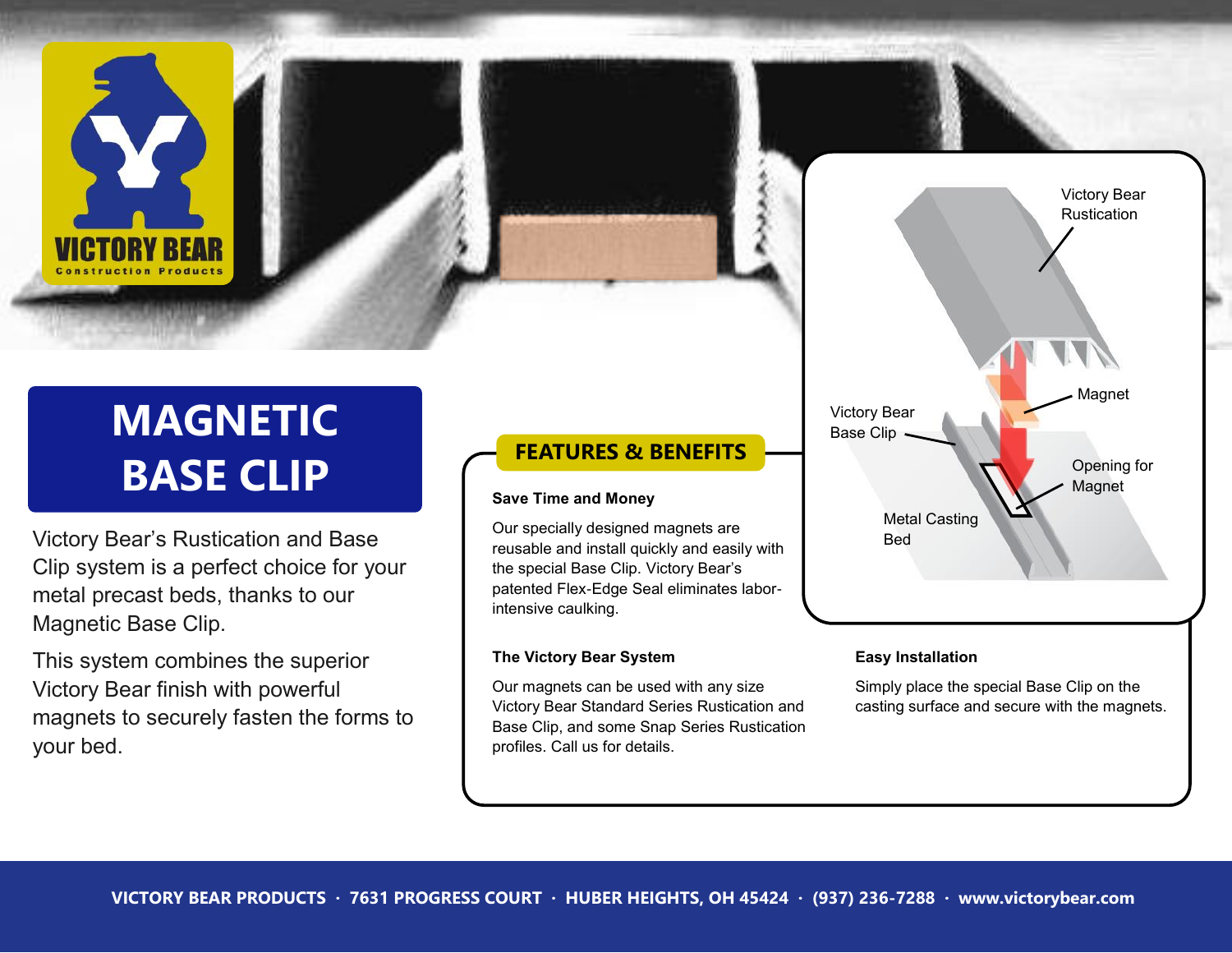# MAGNETIC BASE CLIP

Victory Bear's Rustication and Base Clip system is a perfect choice for your metal precast beds, thanks to our Magnetic Base Clip.

This system combines the superior Victory Bear finish with powerful magnets to securely fasten the forms to your bed.

## FEATURES & BENEFITS

### Save Time and Money

Our specially designed magnets are reusable and install quickly and easily with the special Base Clip. Victory Bear's patented Flex-Edge Seal eliminates labor-intensive caulking.

### The Victory Bear System

Our magnets can be used with any size Victory Bear Standard Series Rustication and Base Clip, and some Snap Series Rustication profiles. Call us for details.

### Easy Installation

Simply place the special Base Clip on the casting surface and secure with the magnets.

Victory Bear Rustication

Magnet

Victory Bear Base Clip

Opening for Magnet

Metal Casting Bed

**VICTORY BEAR PRODUCTS · 7631 PROGRESS COURT · HUBER HEIGHTS, OH 45424 · (937) 236-7288 · www.victorybear.com**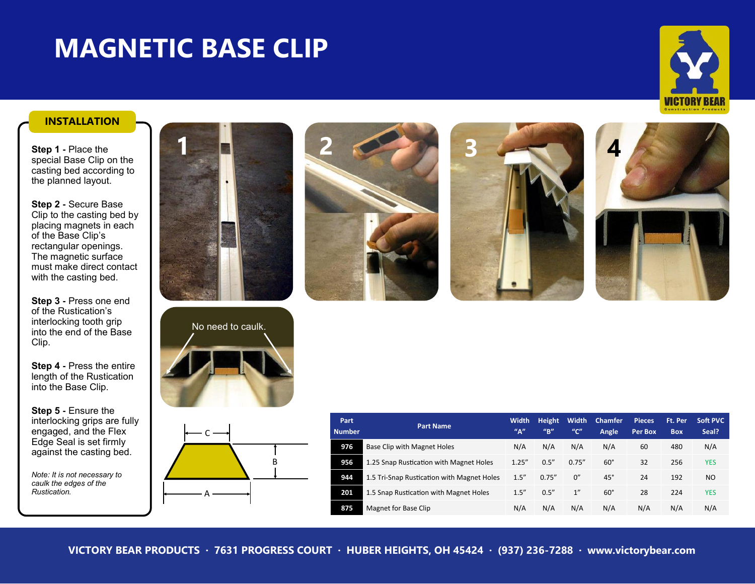# MAGNETIC BASE CLIP

## INSTALLATION

**Step 1 -** Place the special Base Clip on the casting bed according to the planned layout.

**Step 2 -** Secure Base Clip to the casting bed by placing magnets in each of the Base Clip's rectangular openings. The magnetic surface must make direct contact with the casting bed.

**Step 3 -** Press one end of the Rustication's interlocking tooth grip into the end of the Base Clip.

**Step 4 -** Press the entire length of the Rustication into the Base Clip.

**Step 5 -** Ensure the interlocking grips are fully engaged, and the Flex Edge Seal is set firmly against the casting bed.

*Note: It is not necessary to caulk the edges of the Rustication.*

No need to caulk.

| Part Number | Part Name | Width "A" | Height "B" | Width "C" | Chamfer Angle | Pieces Per Box | Ft. Per Box | Soft PVC Seal? |
|---|---|---|---|---|---|---|---|---|
| 976 | Base Clip with Magnet Holes | N/A | N/A | N/A | N/A | 60 | 480 | N/A |
| 956 | 1.25 Snap Rustication with Magnet Holes | 1.25″ | 0.5″ | 0.75″ | 60° | 32 | 256 | YES |
| 944 | 1.5 Tri-Snap Rustication with Magnet Holes | 1.5″ | 0.75″ | 0″ | 45° | 24 | 192 | NO |
| 201 | 1.5 Snap Rustication with Magnet Holes | 1.5″ | 0.5″ | 1″ | 60° | 28 | 224 | YES |
| 875 | Magnet for Base Clip | N/A | N/A | N/A | N/A | N/A | N/A | N/A |

**VICTORY BEAR PRODUCTS · 7631 PROGRESS COURT · HUBER HEIGHTS, OH 45424 · (937) 236-7288 · www.victorybear.com**